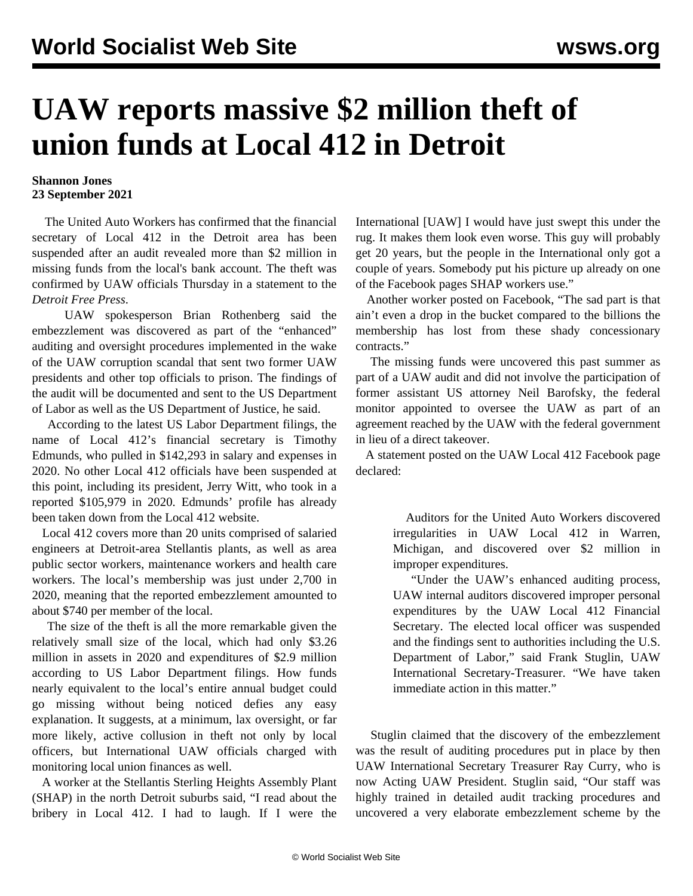# UAW reports massive $2 million theft of union funds at Local 412 in Detroit

**Shannon Jones**
**23 September 2021**

The United Auto Workers has confirmed that the financial secretary of Local 412 in the Detroit area has been suspended after an audit revealed more than $2 million in missing funds from the local's bank account. The theft was confirmed by UAW officials Thursday in a statement to the *Detroit Free Press*.

UAW spokesperson Brian Rothenberg said the embezzlement was discovered as part of the "enhanced" auditing and oversight procedures implemented in the wake of the UAW corruption scandal that sent two former UAW presidents and other top officials to prison. The findings of the audit will be documented and sent to the US Department of Labor as well as the US Department of Justice, he said.

According to the latest US Labor Department filings, the name of Local 412's financial secretary is Timothy Edmunds, who pulled in $142,293 in salary and expenses in 2020. No other Local 412 officials have been suspended at this point, including its president, Jerry Witt, who took in a reported $105,979 in 2020. Edmunds' profile has already been taken down from the Local 412 website.

Local 412 covers more than 20 units comprised of salaried engineers at Detroit-area Stellantis plants, as well as area public sector workers, maintenance workers and health care workers. The local's membership was just under 2,700 in 2020, meaning that the reported embezzlement amounted to about $740 per member of the local.

The size of the theft is all the more remarkable given the relatively small size of the local, which had only $3.26 million in assets in 2020 and expenditures of $2.9 million according to US Labor Department filings. How funds nearly equivalent to the local's entire annual budget could go missing without being noticed defies any easy explanation. It suggests, at a minimum, lax oversight, or far more likely, active collusion in theft not only by local officers, but International UAW officials charged with monitoring local union finances as well.

A worker at the Stellantis Sterling Heights Assembly Plant (SHAP) in the north Detroit suburbs said, "I read about the bribery in Local 412. I had to laugh. If I were the International [UAW] I would have just swept this under the rug. It makes them look even worse. This guy will probably get 20 years, but the people in the International only got a couple of years. Somebody put his picture up already on one of the Facebook pages SHAP workers use."

Another worker posted on Facebook, "The sad part is that ain't even a drop in the bucket compared to the billions the membership has lost from these shady concessionary contracts."

The missing funds were uncovered this past summer as part of a UAW audit and did not involve the participation of former assistant US attorney Neil Barofsky, the federal monitor appointed to oversee the UAW as part of an agreement reached by the UAW with the federal government in lieu of a direct takeover.

A statement posted on the UAW Local 412 Facebook page declared:

> Auditors for the United Auto Workers discovered irregularities in UAW Local 412 in Warren, Michigan, and discovered over $2 million in improper expenditures.
>
> "Under the UAW's enhanced auditing process, UAW internal auditors discovered improper personal expenditures by the UAW Local 412 Financial Secretary. The elected local officer was suspended and the findings sent to authorities including the U.S. Department of Labor," said Frank Stuglin, UAW International Secretary-Treasurer. "We have taken immediate action in this matter."

Stuglin claimed that the discovery of the embezzlement was the result of auditing procedures put in place by then UAW International Secretary Treasurer Ray Curry, who is now Acting UAW President. Stuglin said, "Our staff was highly trained in detailed audit tracking procedures and uncovered a very elaborate embezzlement scheme by the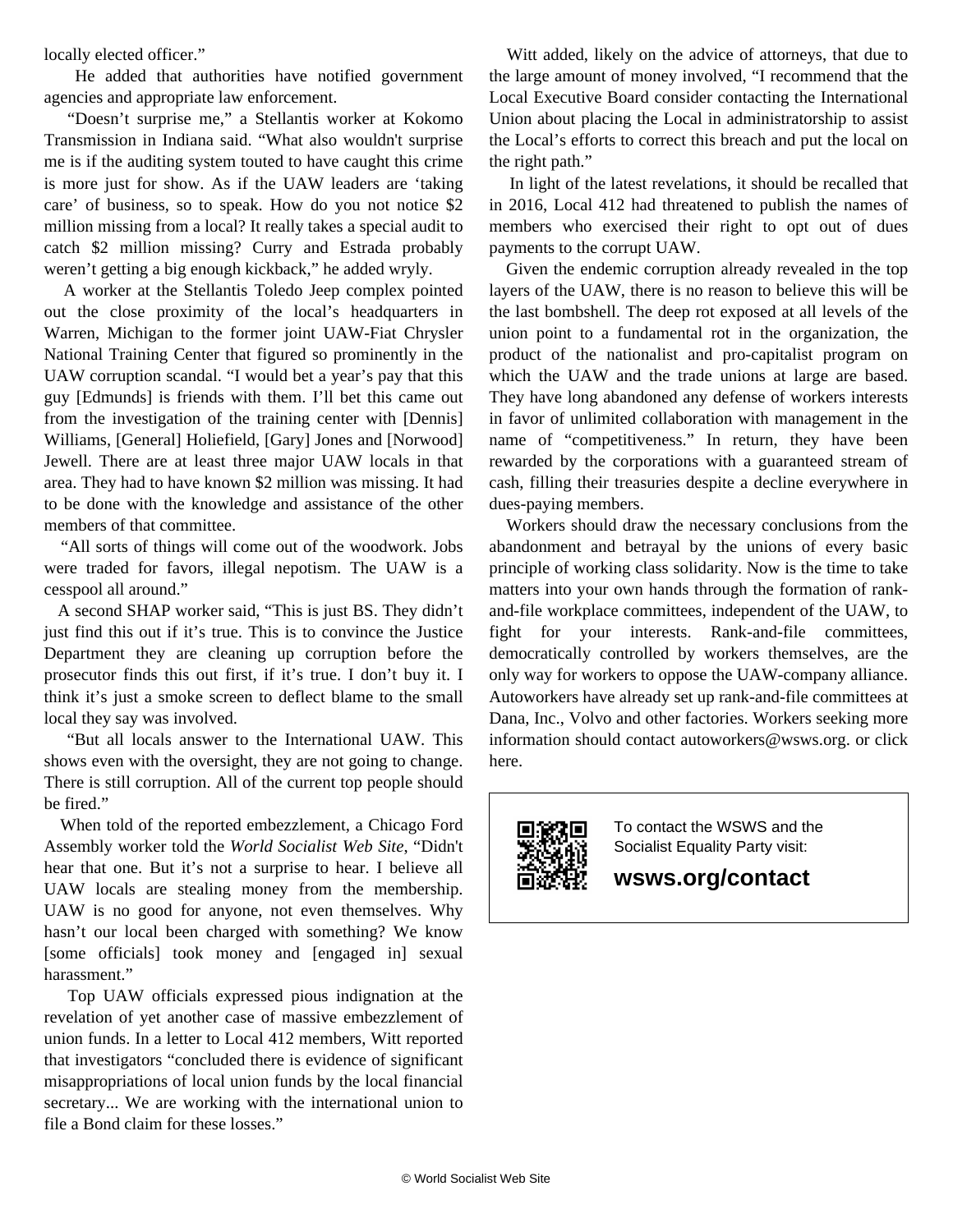locally elected officer."

He added that authorities have notified government agencies and appropriate law enforcement.

"Doesn't surprise me," a Stellantis worker at Kokomo Transmission in Indiana said. "What also wouldn't surprise me is if the auditing system touted to have caught this crime is more just for show. As if the UAW leaders are 'taking care' of business, so to speak. How do you not notice $2 million missing from a local? It really takes a special audit to catch $2 million missing? Curry and Estrada probably weren't getting a big enough kickback," he added wryly.

A worker at the Stellantis Toledo Jeep complex pointed out the close proximity of the local's headquarters in Warren, Michigan to the former joint UAW-Fiat Chrysler National Training Center that figured so prominently in the UAW corruption scandal. "I would bet a year's pay that this guy [Edmunds] is friends with them. I'll bet this came out from the investigation of the training center with [Dennis] Williams, [General] Holiefield, [Gary] Jones and [Norwood] Jewell. There are at least three major UAW locals in that area. They had to have known $2 million was missing. It had to be done with the knowledge and assistance of the other members of that committee.

"All sorts of things will come out of the woodwork. Jobs were traded for favors, illegal nepotism. The UAW is a cesspool all around."

A second SHAP worker said, "This is just BS. They didn't just find this out if it's true. This is to convince the Justice Department they are cleaning up corruption before the prosecutor finds this out first, if it's true. I don't buy it. I think it's just a smoke screen to deflect blame to the small local they say was involved.

"But all locals answer to the International UAW. This shows even with the oversight, they are not going to change. There is still corruption. All of the current top people should be fired."

When told of the reported embezzlement, a Chicago Ford Assembly worker told the *World Socialist Web Site*, "Didn't hear that one. But it's not a surprise to hear. I believe all UAW locals are stealing money from the membership. UAW is no good for anyone, not even themselves. Why hasn't our local been charged with something? We know [some officials] took money and [engaged in] sexual harassment."

Top UAW officials expressed pious indignation at the revelation of yet another case of massive embezzlement of union funds. In a letter to Local 412 members, Witt reported that investigators "concluded there is evidence of significant misappropriations of local union funds by the local financial secretary... We are working with the international union to file a Bond claim for these losses."

Witt added, likely on the advice of attorneys, that due to the large amount of money involved, "I recommend that the Local Executive Board consider contacting the International Union about placing the Local in administratorship to assist the Local's efforts to correct this breach and put the local on the right path."

In light of the latest revelations, it should be recalled that in 2016, Local 412 had threatened to publish the names of members who exercised their right to opt out of dues payments to the corrupt UAW.

Given the endemic corruption already revealed in the top layers of the UAW, there is no reason to believe this will be the last bombshell. The deep rot exposed at all levels of the union point to a fundamental rot in the organization, the product of the nationalist and pro-capitalist program on which the UAW and the trade unions at large are based. They have long abandoned any defense of workers interests in favor of unlimited collaboration with management in the name of "competitiveness." In return, they have been rewarded by the corporations with a guaranteed stream of cash, filling their treasuries despite a decline everywhere in dues-paying members.

Workers should draw the necessary conclusions from the abandonment and betrayal by the unions of every basic principle of working class solidarity. Now is the time to take matters into your own hands through the formation of rank-and-file workplace committees, independent of the UAW, to fight for your interests. Rank-and-file committees, democratically controlled by workers themselves, are the only way for workers to oppose the UAW-company alliance. Autoworkers have already set up rank-and-file committees at Dana, Inc., Volvo and other factories. Workers seeking more information should contact autoworkers@wsws.org. or click here.

To contact the WSWS and the Socialist Equality Party visit:

**wsws.org/contact**